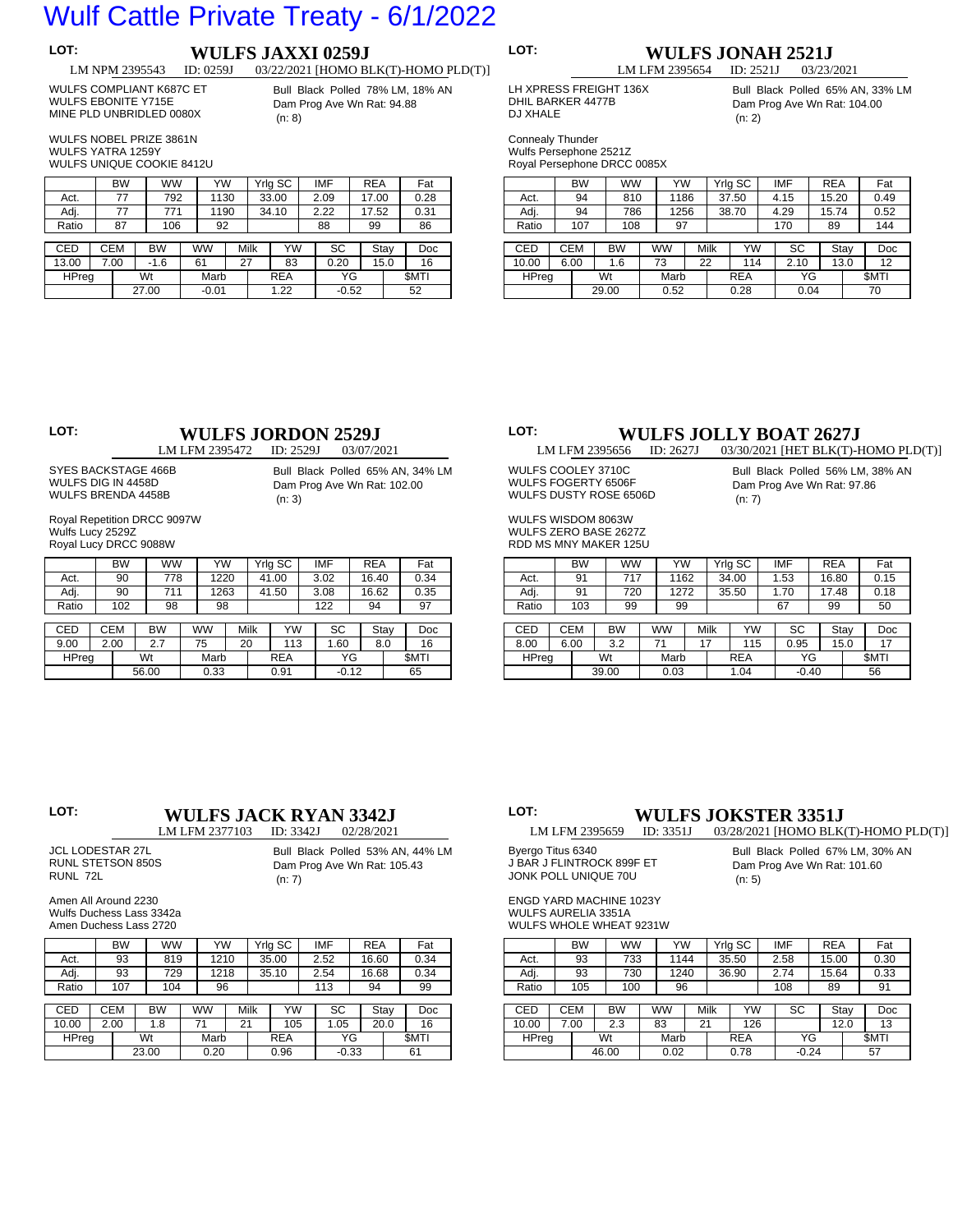# Wulf Cattle Private Treaty - 6/1/2022

LOT:

## WULFS JAXXI 0259J

LM NPM 2395543 ID: 0259J 03/22/2021 [HOMO BLK(T)-HOMO PLD(T)]

WULFS COMPLIANT K687C ET
WULFS EBONITE Y715E
MINE PLD UNBRIDLED 0080X

Bull Black Polled 78% LM, 18% AN
Dam Prog Ave Wn Rat: 94.88
(n: 8)

WULFS NOBEL PRIZE 3861N
WULFS YATRA 1259Y
WULFS UNIQUE COOKIE 8412U

| | BW | WW | YW | Yrlg SC | IMF | REA | Fat |
|---|---|---|---|---|---|---|---|
| Act. | 77 | 792 | 1130 | 33.00 | 2.09 | 17.00 | 0.28 |
| Adj. | 77 | 771 | 1190 | 34.10 | 2.22 | 17.52 | 0.31 |
| Ratio | 87 | 106 | 92 | | 88 | 99 | 86 |

| CED | CEM | BW | WW | Milk | YW | SC | Stay | Doc |
|---|---|---|---|---|---|---|---|---|
| 13.00 | 7.00 | -1.6 | 61 | 27 | 83 | 0.20 | 15.0 | 16 |

| HPreg | Wt | Marb | REA | YG | $MTI |
|---|---|---|---|---|---|
| | 27.00 | -0.01 | 1.22 | -0.52 | 52 |

LOT:

## WULFS JONAH 2521J

LM LFM 2395654 ID: 2521J 03/23/2021

LH XPRESS FREIGHT 136X
DHIL BARKER 4477B
DJ XHALE

Bull Black Polled 65% AN, 33% LM
Dam Prog Ave Wn Rat: 104.00
(n: 2)

Connealy Thunder
Wulfs Persephone 2521Z
Royal Persephone DRCC 0085X

| | BW | WW | YW | Yrlg SC | IMF | REA | Fat |
|---|---|---|---|---|---|---|---|
| Act. | 94 | 810 | 1186 | 37.50 | 4.15 | 15.20 | 0.49 |
| Adj. | 94 | 786 | 1256 | 38.70 | 4.29 | 15.74 | 0.52 |
| Ratio | 107 | 108 | 97 | | 170 | 89 | 144 |

| CED | CEM | BW | WW | Milk | YW | SC | Stay | Doc |
|---|---|---|---|---|---|---|---|---|
| 10.00 | 6.00 | 1.6 | 73 | 22 | 114 | 2.10 | 13.0 | 12 |

| HPreg | Wt | Marb | REA | YG | $MTI |
|---|---|---|---|---|---|
| | 29.00 | 0.52 | 0.28 | 0.04 | 70 |

LOT:

## WULFS JORDON 2529J

LM LFM 2395472 ID: 2529J 03/07/2021

SYES BACKSTAGE 466B
WULFS DIG IN 4458D
WULFS BRENDA 4458B

Bull Black Polled 65% AN, 34% LM
Dam Prog Ave Wn Rat: 102.00
(n: 3)

Royal Repetition DRCC 9097W
Wulfs Lucy 2529Z
Royal Lucy DRCC 9088W

| | BW | WW | YW | Yrlg SC | IMF | REA | Fat |
|---|---|---|---|---|---|---|---|
| Act. | 90 | 778 | 1220 | 41.00 | 3.02 | 16.40 | 0.34 |
| Adj. | 90 | 711 | 1263 | 41.50 | 3.08 | 16.62 | 0.35 |
| Ratio | 102 | 98 | 98 | | 122 | 94 | 97 |

| CED | CEM | BW | WW | Milk | YW | SC | Stay | Doc |
|---|---|---|---|---|---|---|---|---|
| 9.00 | 2.00 | 2.7 | 75 | 20 | 113 | 1.60 | 8.0 | 16 |

| HPreg | Wt | Marb | REA | YG | $MTI |
|---|---|---|---|---|---|
| | 56.00 | 0.33 | 0.91 | -0.12 | 65 |

LOT:

## WULFS JOLLY BOAT 2627J

LM LFM 2395656 ID: 2627J 03/30/2021 [HET BLK(T)-HOMO PLD(T)]

WULFS COOLEY 3710C
WULFS FOGERTY 6506F
WULFS DUSTY ROSE 6506D

Bull Black Polled 56% LM, 38% AN
Dam Prog Ave Wn Rat: 97.86
(n: 7)

WULFS WISDOM 8063W
WULFS ZERO BASE 2627Z
RDD MS MNY MAKER 125U

| | BW | WW | YW | Yrlg SC | IMF | REA | Fat |
|---|---|---|---|---|---|---|---|
| Act. | 91 | 717 | 1162 | 34.00 | 1.53 | 16.80 | 0.15 |
| Adj. | 91 | 720 | 1272 | 35.50 | 1.70 | 17.48 | 0.18 |
| Ratio | 103 | 99 | 99 | | 67 | 99 | 50 |

| CED | CEM | BW | WW | Milk | YW | SC | Stay | Doc |
|---|---|---|---|---|---|---|---|---|
| 8.00 | 6.00 | 3.2 | 71 | 17 | 115 | 0.95 | 15.0 | 17 |

| HPreg | Wt | Marb | REA | YG | $MTI |
|---|---|---|---|---|---|
| | 39.00 | 0.03 | 1.04 | -0.40 | 56 |

LOT:

## WULFS JACK RYAN 3342J

LM LFM 2377103 ID: 3342J 02/28/2021

JCL LODESTAR 27L
RUNL STETSON 850S
RUNL 72L

Bull Black Polled 53% AN, 44% LM
Dam Prog Ave Wn Rat: 105.43
(n: 7)

Amen All Around 2230
Wulfs Duchess Lass 3342a
Amen Duchess Lass 2720

| | BW | WW | YW | Yrlg SC | IMF | REA | Fat |
|---|---|---|---|---|---|---|---|
| Act. | 93 | 819 | 1210 | 35.00 | 2.52 | 16.60 | 0.34 |
| Adj. | 93 | 729 | 1218 | 35.10 | 2.54 | 16.68 | 0.34 |
| Ratio | 107 | 104 | 96 | | 113 | 94 | 99 |

| CED | CEM | BW | WW | Milk | YW | SC | Stay | Doc |
|---|---|---|---|---|---|---|---|---|
| 10.00 | 2.00 | 1.8 | 71 | 21 | 105 | 1.05 | 20.0 | 16 |

| HPreg | Wt | Marb | REA | YG | $MTI |
|---|---|---|---|---|---|
| | 23.00 | 0.20 | 0.96 | -0.33 | 61 |

LOT:

## WULFS JOKSTER 3351J

LM LFM 2395659 ID: 3351J 03/28/2021 [HOMO BLK(T)-HOMO PLD(T)]

Byergo Titus 6340
J BAR J FLINTROCK 899F ET
JONK POLL UNIQUE 70U

Bull Black Polled 67% LM, 30% AN
Dam Prog Ave Wn Rat: 101.60
(n: 5)

ENGD YARD MACHINE 1023Y
WULFS AURELIA 3351A
WULFS WHOLE WHEAT 9231W

| | BW | WW | YW | Yrlg SC | IMF | REA | Fat |
|---|---|---|---|---|---|---|---|
| Act. | 93 | 733 | 1144 | 35.50 | 2.58 | 15.00 | 0.30 |
| Adj. | 93 | 730 | 1240 | 36.90 | 2.74 | 15.64 | 0.33 |
| Ratio | 105 | 100 | 96 | | 108 | 89 | 91 |

| CED | CEM | BW | WW | Milk | YW | SC | Stay | Doc |
|---|---|---|---|---|---|---|---|---|
| 10.00 | 7.00 | 2.3 | 83 | 21 | 126 | | 12.0 | 13 |

| HPreg | Wt | Marb | REA | YG | $MTI |
|---|---|---|---|---|---|
| | 46.00 | 0.02 | 0.78 | -0.24 | 57 |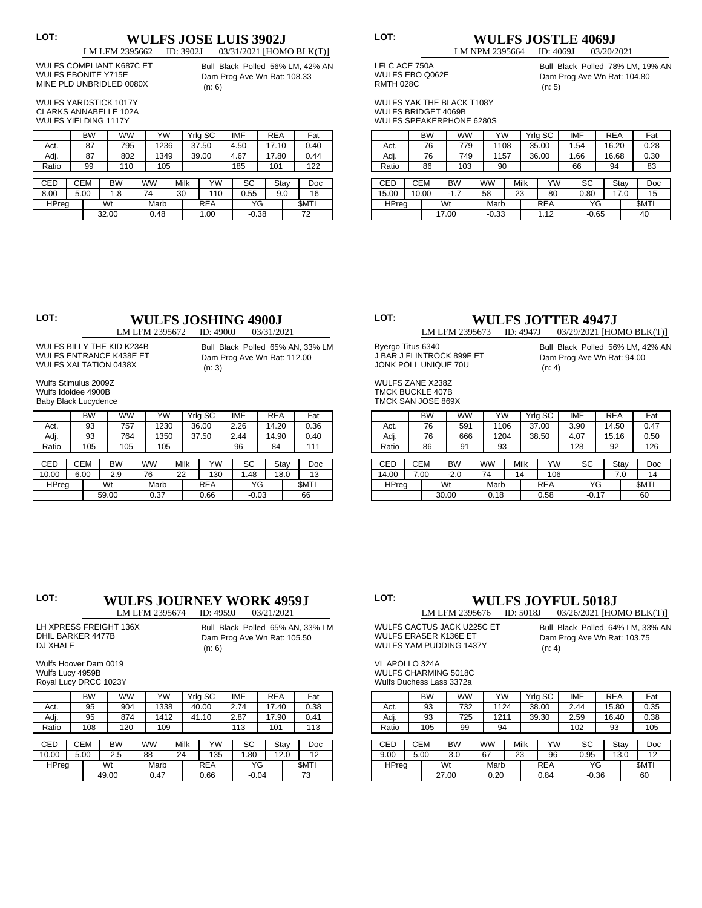LOT:

## WULFS JOSE LUIS 3902J

LM LFM 2395662 ID: 3902J 03/31/2021 [HOMO BLK(T)]

WULFS COMPLIANT K687C ET
WULFS EBONITE Y715E
MINE PLD UNBRIDLED 0080X

Bull Black Polled 56% LM, 42% AN
Dam Prog Ave Wn Rat: 108.33
(n: 6)

WULFS YARDSTICK 1017Y
CLARKS ANNABELLE 102A
WULFS YIELDING 1117Y

| | BW | WW | YW | Yrlg SC | IMF | REA | Fat |
|---|---|---|---|---|---|---|---|
| Act. | 87 | 795 | 1236 | 37.50 | 4.50 | 17.10 | 0.40 |
| Adj. | 87 | 802 | 1349 | 39.00 | 4.67 | 17.80 | 0.44 |
| Ratio | 99 | 110 | 105 | | 185 | 101 | 122 |

| CED | CEM | BW | WW | Milk | YW | SC | Stay | Doc |
|---|---|---|---|---|---|---|---|---|
| 8.00 | 5.00 | 1.8 | 74 | 30 | 110 | 0.55 | 9.0 | 16 |
| HPreg | Wt | Marb | REA | YG | $MTI | | | |
| | 32.00 | 0.48 | 1.00 | -0.38 | 72 | | | |

LOT:

## WULFS JOSTLE 4069J

LM NPM 2395664 ID: 4069J 03/20/2021

LFLC ACE 750A
WULFS EBO Q062E
RMTH 028C

Bull Black Polled 78% LM, 19% AN
Dam Prog Ave Wn Rat: 104.80
(n: 5)

WULFS YAK THE BLACK T108Y
WULFS BRIDGET 4069B
WULFS SPEAKERPHONE 6280S

| | BW | WW | YW | Yrlg SC | IMF | REA | Fat |
|---|---|---|---|---|---|---|---|
| Act. | 76 | 779 | 1108 | 35.00 | 1.54 | 16.20 | 0.28 |
| Adj. | 76 | 749 | 1157 | 36.00 | 1.66 | 16.68 | 0.30 |
| Ratio | 86 | 103 | 90 | | 66 | 94 | 83 |

| CED | CEM | BW | WW | Milk | YW | SC | Stay | Doc |
|---|---|---|---|---|---|---|---|---|
| 15.00 | 10.00 | -1.7 | 58 | 23 | 80 | 0.80 | 17.0 | 15 |
| HPreg | Wt | Marb | REA | YG | $MTI | | | |
| | 17.00 | -0.33 | 1.12 | -0.65 | 40 | | | |

LOT:

## WULFS JOSHING 4900J

LM LFM 2395672 ID: 4900J 03/31/2021

WULFS BILLY THE KID K234B
WULFS ENTRANCE K438E ET
WULFS XALTATION 0438X

Bull Black Polled 65% AN, 33% LM
Dam Prog Ave Wn Rat: 112.00
(n: 3)

Wulfs Stimulus 2009Z
Wulfs Idoldee 4900B
Baby Black Lucydence

| | BW | WW | YW | Yrlg SC | IMF | REA | Fat |
|---|---|---|---|---|---|---|---|
| Act. | 93 | 757 | 1230 | 36.00 | 2.26 | 14.20 | 0.36 |
| Adj. | 93 | 764 | 1350 | 37.50 | 2.44 | 14.90 | 0.40 |
| Ratio | 105 | 105 | 105 | | 96 | 84 | 111 |

| CED | CEM | BW | WW | Milk | YW | SC | Stay | Doc |
|---|---|---|---|---|---|---|---|---|
| 10.00 | 6.00 | 2.9 | 76 | 22 | 130 | 1.48 | 18.0 | 13 |
| HPreg | Wt | Marb | REA | YG | $MTI | | | |
| | 59.00 | 0.37 | 0.66 | -0.03 | 66 | | | |

LOT:

## WULFS JOTTER 4947J

LM LFM 2395673 ID: 4947J 03/29/2021 [HOMO BLK(T)]

Byergo Titus 6340
J BAR J FLINTROCK 899F ET
JONK POLL UNIQUE 70U

Bull Black Polled 56% LM, 42% AN
Dam Prog Ave Wn Rat: 94.00
(n: 4)

WULFS ZANE X238Z
TMCK BUCKLE 407B
TMCK SAN JOSE 869X

| | BW | WW | YW | Yrlg SC | IMF | REA | Fat |
|---|---|---|---|---|---|---|---|
| Act. | 76 | 591 | 1106 | 37.00 | 3.90 | 14.50 | 0.47 |
| Adj. | 76 | 666 | 1204 | 38.50 | 4.07 | 15.16 | 0.50 |
| Ratio | 86 | 91 | 93 | | 128 | 92 | 126 |

| CED | CEM | BW | WW | Milk | YW | SC | Stay | Doc |
|---|---|---|---|---|---|---|---|---|
| 14.00 | 7.00 | -2.0 | 74 | 14 | 106 | | 7.0 | 14 |
| HPreg | Wt | Marb | REA | YG | $MTI | | | |
| | 30.00 | 0.18 | 0.58 | -0.17 | 60 | | | |

LOT:

## WULFS JOURNEY WORK 4959J

LM LFM 2395674 ID: 4959J 03/21/2021

LH XPRESS FREIGHT 136X
DHIL BARKER 4477B
DJ XHALE

Bull Black Polled 65% AN, 33% LM
Dam Prog Ave Wn Rat: 105.50
(n: 6)

Wulfs Hoover Dam 0019
Wulfs Lucy 4959B
Royal Lucy DRCC 1023Y

| | BW | WW | YW | Yrlg SC | IMF | REA | Fat |
|---|---|---|---|---|---|---|---|
| Act. | 95 | 904 | 1338 | 40.00 | 2.74 | 17.40 | 0.38 |
| Adj. | 95 | 874 | 1412 | 41.10 | 2.87 | 17.90 | 0.41 |
| Ratio | 108 | 120 | 109 | | 113 | 101 | 113 |

| CED | CEM | BW | WW | Milk | YW | SC | Stay | Doc |
|---|---|---|---|---|---|---|---|---|
| 10.00 | 5.00 | 2.5 | 88 | 24 | 135 | 1.80 | 12.0 | 12 |
| HPreg | Wt | Marb | REA | YG | $MTI | | | |
| | 49.00 | 0.47 | 0.66 | -0.04 | 73 | | | |

LOT:

## WULFS JOYFUL 5018J

LM LFM 2395676 ID: 5018J 03/26/2021 [HOMO BLK(T)]

WULFS CACTUS JACK U225C ET
WULFS ERASER K136E ET
WULFS YAM PUDDING 1437Y

Bull Black Polled 64% LM, 33% AN
Dam Prog Ave Wn Rat: 103.75
(n: 4)

VL APOLLO 324A
WULFS CHARMING 5018C
Wulfs Duchess Lass 3372a

| | BW | WW | YW | Yrlg SC | IMF | REA | Fat |
|---|---|---|---|---|---|---|---|
| Act. | 93 | 732 | 1124 | 38.00 | 2.44 | 15.80 | 0.35 |
| Adj. | 93 | 725 | 1211 | 39.30 | 2.59 | 16.40 | 0.38 |
| Ratio | 105 | 99 | 94 | | 102 | 93 | 105 |

| CED | CEM | BW | WW | Milk | YW | SC | Stay | Doc |
|---|---|---|---|---|---|---|---|---|
| 9.00 | 5.00 | 3.0 | 67 | 23 | 96 | 0.95 | 13.0 | 12 |
| HPreg | Wt | Marb | REA | YG | $MTI | | | |
| | 27.00 | 0.20 | 0.84 | -0.36 | 60 | | | |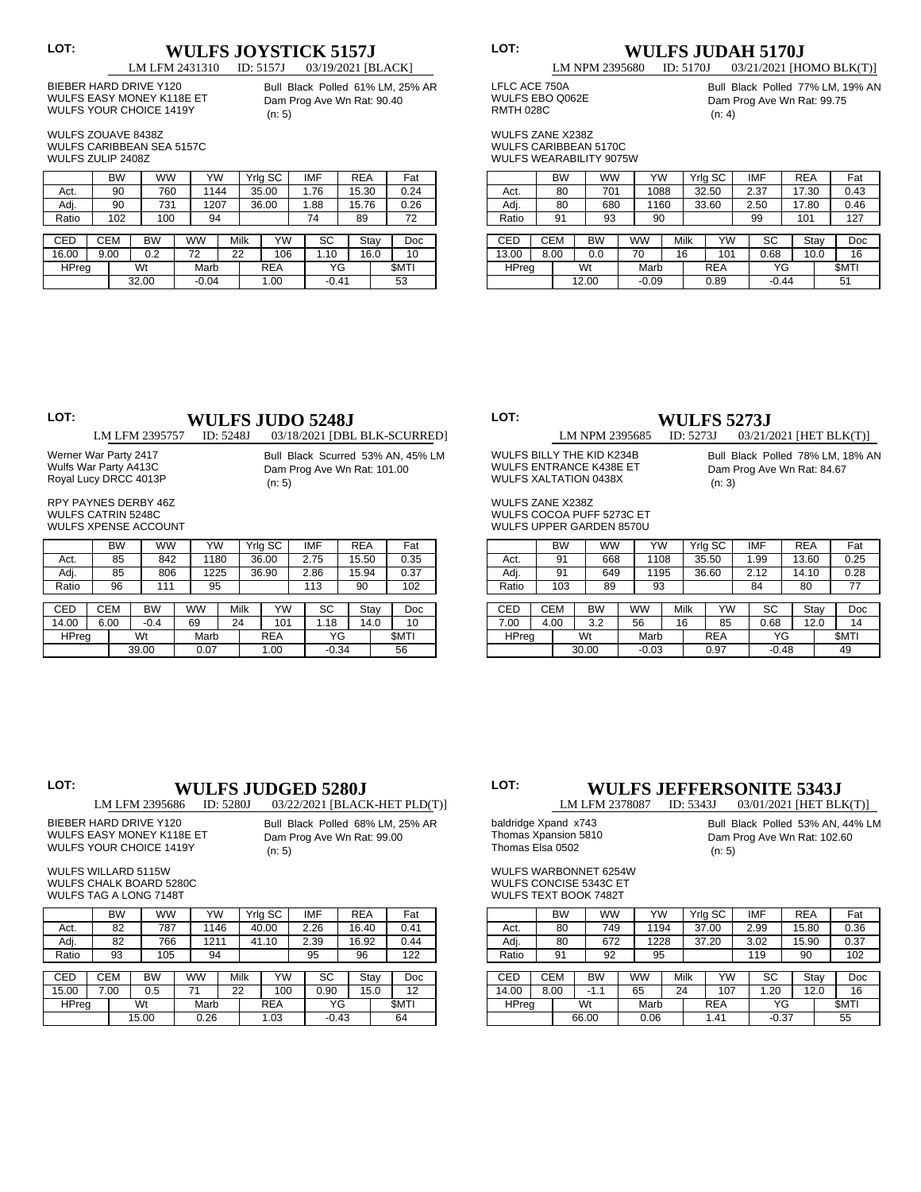LOT:

## WULFS JOYSTICK 5157J

LM LFM 2431310 ID: 5157J 03/19/2021 [BLACK]

BIEBER HARD DRIVE Y120
WULFS EASY MONEY K118E ET
WULFS YOUR CHOICE 1419Y

Bull Black Polled 61% LM, 25% AR
Dam Prog Ave Wn Rat: 90.40
(n: 5)

WULFS ZOUAVE 8438Z
WULFS CARIBBEAN SEA 5157C
WULFS ZULIP 2408Z

| | BW | WW | YW | Yrlg SC | IMF | REA | Fat |
|---|---|---|---|---|---|---|---|
| Act. | 90 | 760 | 1144 | 35.00 | 1.76 | 15.30 | 0.24 |
| Adj. | 90 | 731 | 1207 | 36.00 | 1.88 | 15.76 | 0.26 |
| Ratio | 102 | 100 | 94 | | 74 | 89 | 72 |

| CED | CEM | BW | WW | Milk | YW | SC | Stay | Doc |
|---|---|---|---|---|---|---|---|---|
| 16.00 | 9.00 | 0.2 | 72 | 22 | 106 | 1.10 | 16.0 | 10 |
| HPreg | Wt | Marb | REA | YG | $MTI | | | |
| | 32.00 | -0.04 | 1.00 | -0.41 | 53 | | | |

LOT:

## WULFS JUDAH 5170J

LM NPM 2395680 ID: 5170J 03/21/2021 [HOMO BLK(T)]

LFLC ACE 750A
WULFS EBO Q062E
RMTH 028C

Bull Black Polled 77% LM, 19% AN
Dam Prog Ave Wn Rat: 99.75
(n: 4)

WULFS ZANE X238Z
WULFS CARIBBEAN 5170C
WULFS WEARABILITY 9075W

| | BW | WW | YW | Yrlg SC | IMF | REA | Fat |
|---|---|---|---|---|---|---|---|
| Act. | 80 | 701 | 1088 | 32.50 | 2.37 | 17.30 | 0.43 |
| Adj. | 80 | 680 | 1160 | 33.60 | 2.50 | 17.80 | 0.46 |
| Ratio | 91 | 93 | 90 | | 99 | 101 | 127 |

| CED | CEM | BW | WW | Milk | YW | SC | Stay | Doc |
|---|---|---|---|---|---|---|---|---|
| 13.00 | 8.00 | 0.0 | 70 | 16 | 101 | 0.68 | 10.0 | 16 |
| HPreg | Wt | Marb | REA | YG | $MTI | | | |
| | 12.00 | -0.09 | 0.89 | -0.44 | 51 | | | |

LOT:

## WULFS JUDO 5248J

LM LFM 2395757 ID: 5248J 03/18/2021 [DBL BLK-SCURRED]

Werner War Party 2417
Wulfs War Party A413C
Royal Lucy DRCC 4013P

Bull Black Scurred 53% AN, 45% LM
Dam Prog Ave Wn Rat: 101.00
(n: 5)

RPY PAYNES DERBY 46Z
WULFS CATRIN 5248C
WULFS XPENSE ACCOUNT

| | BW | WW | YW | Yrlg SC | IMF | REA | Fat |
|---|---|---|---|---|---|---|---|
| Act. | 85 | 842 | 1180 | 36.00 | 2.75 | 15.50 | 0.35 |
| Adj. | 85 | 806 | 1225 | 36.90 | 2.86 | 15.94 | 0.37 |
| Ratio | 96 | 111 | 95 | | 113 | 90 | 102 |

| CED | CEM | BW | WW | Milk | YW | SC | Stay | Doc |
|---|---|---|---|---|---|---|---|---|
| 14.00 | 6.00 | -0.4 | 69 | 24 | 101 | 1.18 | 14.0 | 10 |
| HPreg | Wt | Marb | REA | YG | $MTI | | | |
| | 39.00 | 0.07 | 1.00 | -0.34 | 56 | | | |

LOT:

## WULFS 5273J

LM NPM 2395685 ID: 5273J 03/21/2021 [HET BLK(T)]

WULFS BILLY THE KID K234B
WULFS ENTRANCE K438E ET
WULFS XALTATION 0438X

Bull Black Polled 78% LM, 18% AN
Dam Prog Ave Wn Rat: 84.67
(n: 3)

WULFS ZANE X238Z
WULFS COCOA PUFF 5273C ET
WULFS UPPER GARDEN 8570U

| | BW | WW | YW | Yrlg SC | IMF | REA | Fat |
|---|---|---|---|---|---|---|---|
| Act. | 91 | 668 | 1108 | 35.50 | 1.99 | 13.60 | 0.25 |
| Adj. | 91 | 649 | 1195 | 36.60 | 2.12 | 14.10 | 0.28 |
| Ratio | 103 | 89 | 93 | | 84 | 80 | 77 |

| CED | CEM | BW | WW | Milk | YW | SC | Stay | Doc |
|---|---|---|---|---|---|---|---|---|
| 7.00 | 4.00 | 3.2 | 56 | 16 | 85 | 0.68 | 12.0 | 14 |
| HPreg | Wt | Marb | REA | YG | $MTI | | | |
| | 30.00 | -0.03 | 0.97 | -0.48 | 49 | | | |

LOT:

## WULFS JUDGED 5280J

LM LFM 2395686 ID: 5280J 03/22/2021 [BLACK-HET PLD(T)]

BIEBER HARD DRIVE Y120
WULFS EASY MONEY K118E ET
WULFS YOUR CHOICE 1419Y

Bull Black Polled 68% LM, 25% AR
Dam Prog Ave Wn Rat: 99.00
(n: 5)

WULFS WILLARD 5115W
WULFS CHALK BOARD 5280C
WULFS TAG A LONG 7148T

| | BW | WW | YW | Yrlg SC | IMF | REA | Fat |
|---|---|---|---|---|---|---|---|
| Act. | 82 | 787 | 1146 | 40.00 | 2.26 | 16.40 | 0.41 |
| Adj. | 82 | 766 | 1211 | 41.10 | 2.39 | 16.92 | 0.44 |
| Ratio | 93 | 105 | 94 | | 95 | 96 | 122 |

| CED | CEM | BW | WW | Milk | YW | SC | Stay | Doc |
|---|---|---|---|---|---|---|---|---|
| 15.00 | 7.00 | 0.5 | 71 | 22 | 100 | 0.90 | 15.0 | 12 |
| HPreg | Wt | Marb | REA | YG | $MTI | | | |
| | 15.00 | 0.26 | 1.03 | -0.43 | 64 | | | |

LOT:

## WULFS JEFFERSONITE 5343J

LM LFM 2378087 ID: 5343J 03/01/2021 [HET BLK(T)]

baldridge Xpand x743
Thomas Xpansion 5810
Thomas Elsa 0502

Bull Black Polled 53% AN, 44% LM
Dam Prog Ave Wn Rat: 102.60
(n: 5)

WULFS WARBONNET 6254W
WULFS CONCISE 5343C ET
WULFS TEXT BOOK 7482T

| | BW | WW | YW | Yrlg SC | IMF | REA | Fat |
|---|---|---|---|---|---|---|---|
| Act. | 80 | 749 | 1194 | 37.00 | 2.99 | 15.80 | 0.36 |
| Adj. | 80 | 672 | 1228 | 37.20 | 3.02 | 15.90 | 0.37 |
| Ratio | 91 | 92 | 95 | | 119 | 90 | 102 |

| CED | CEM | BW | WW | Milk | YW | SC | Stay | Doc |
|---|---|---|---|---|---|---|---|---|
| 14.00 | 8.00 | -1.1 | 65 | 24 | 107 | 1.20 | 12.0 | 16 |
| HPreg | Wt | Marb | REA | YG | $MTI | | | |
| | 66.00 | 0.06 | 1.41 | -0.37 | 55 | | | |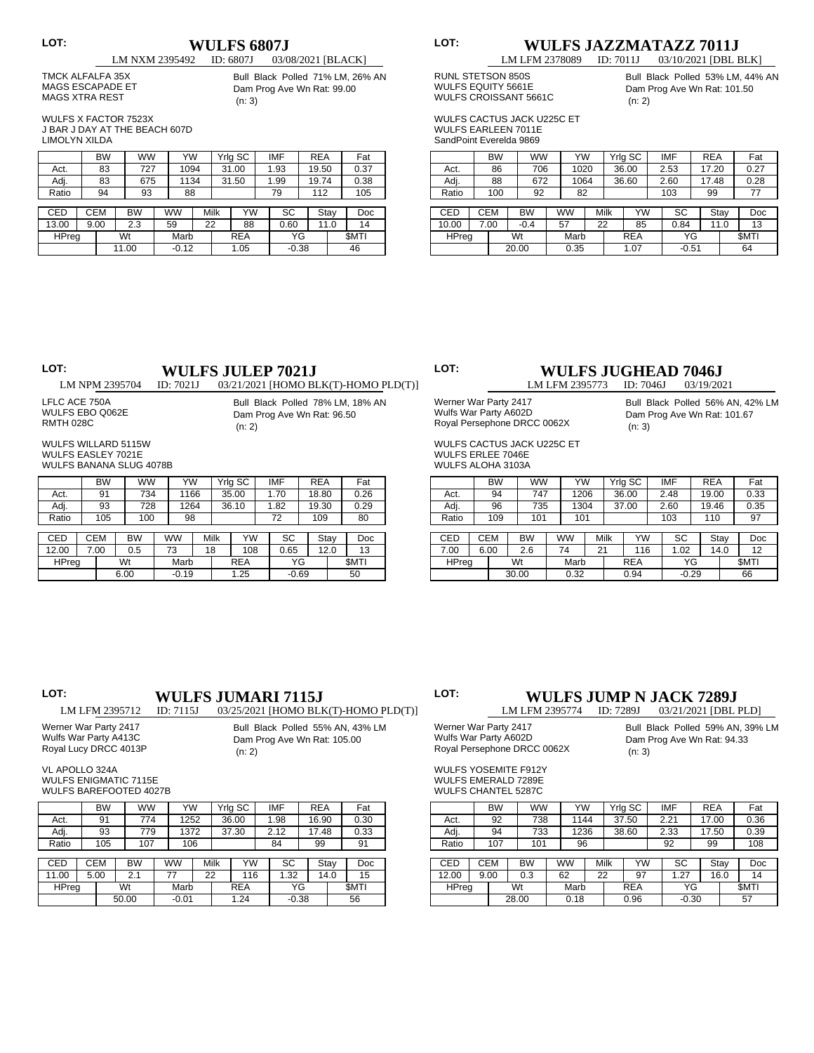LOT:

## WULFS 6807J

LM NXM 2395492 ID: 6807J 03/08/2021 [BLACK]

TMCK ALFALFA 35X
MAGS ESCAPADE ET
MAGS XTRA REST

Bull Black Polled 71% LM, 26% AN
Dam Prog Ave Wn Rat: 99.00
(n: 3)

WULFS X FACTOR 7523X
J BAR J DAY AT THE BEACH 607D
LIMOLYN XILDA

| | BW | WW | YW | Yrlg SC | IMF | REA | Fat |
|---|---|---|---|---|---|---|---|
| Act. | 83 | 727 | 1094 | 31.00 | 1.93 | 19.50 | 0.37 |
| Adj. | 83 | 675 | 1134 | 31.50 | 1.99 | 19.74 | 0.38 |
| Ratio | 94 | 93 | 88 | | 79 | 112 | 105 |

| CED | CEM | BW | WW | Milk | YW | SC | Stay | Doc |
|---|---|---|---|---|---|---|---|---|
| 13.00 | 9.00 | 2.3 | 59 | 22 | 88 | 0.60 | 11.0 | 14 |
| HPreg | Wt | Marb | REA | YG | $MTI | | | |
| | 11.00 | -0.12 | 1.05 | -0.38 | 46 | | | |

LOT:

## WULFS JAZZMATAZZ 7011J

LM LFM 2378089 ID: 7011J 03/10/2021 [DBL BLK]

RUNL STETSON 850S
WULFS EQUITY 5661E
WULFS CROISSANT 5661C

Bull Black Polled 53% LM, 44% AN
Dam Prog Ave Wn Rat: 101.50
(n: 2)

WULFS CACTUS JACK U225C ET
WULFS EARLEEN 7011E
SandPoint Everelda 9869

| | BW | WW | YW | Yrlg SC | IMF | REA | Fat |
|---|---|---|---|---|---|---|---|
| Act. | 86 | 706 | 1020 | 36.00 | 2.53 | 17.20 | 0.27 |
| Adj. | 88 | 672 | 1064 | 36.60 | 2.60 | 17.48 | 0.28 |
| Ratio | 100 | 92 | 82 | | 103 | 99 | 77 |

| CED | CEM | BW | WW | Milk | YW | SC | Stay | Doc |
|---|---|---|---|---|---|---|---|---|
| 10.00 | 7.00 | -0.4 | 57 | 22 | 85 | 0.84 | 11.0 | 13 |
| HPreg | Wt | Marb | REA | YG | $MTI | | | |
| | 20.00 | 0.35 | 1.07 | -0.51 | 64 | | | |

LOT:

## WULFS JULEP 7021J

LM NPM 2395704 ID: 7021J 03/21/2021 [HOMO BLK(T)-HOMO PLD(T)]

LFLC ACE 750A
WULFS EBO Q062E
RMTH 028C

Bull Black Polled 78% LM, 18% AN
Dam Prog Ave Wn Rat: 96.50
(n: 2)

WULFS WILLARD 5115W
WULFS EASLEY 7021E
WULFS BANANA SLUG 4078B

| | BW | WW | YW | Yrlg SC | IMF | REA | Fat |
|---|---|---|---|---|---|---|---|
| Act. | 91 | 734 | 1166 | 35.00 | 1.70 | 18.80 | 0.26 |
| Adj. | 93 | 728 | 1264 | 36.10 | 1.82 | 19.30 | 0.29 |
| Ratio | 105 | 100 | 98 | | 72 | 109 | 80 |

| CED | CEM | BW | WW | Milk | YW | SC | Stay | Doc |
|---|---|---|---|---|---|---|---|---|
| 12.00 | 7.00 | 0.5 | 73 | 18 | 108 | 0.65 | 12.0 | 13 |
| HPreg | Wt | Marb | REA | YG | $MTI | | | |
| | 6.00 | -0.19 | 1.25 | -0.69 | 50 | | | |

LOT:

## WULFS JUGHEAD 7046J

LM LFM 2395773 ID: 7046J 03/19/2021

Werner War Party 2417
Wulfs War Party A602D
Royal Persephone DRCC 0062X

Bull Black Polled 56% AN, 42% LM
Dam Prog Ave Wn Rat: 101.67
(n: 3)

WULFS CACTUS JACK U225C ET
WULFS ERLEE 7046E
WULFS ALOHA 3103A

| | BW | WW | YW | Yrlg SC | IMF | REA | Fat |
|---|---|---|---|---|---|---|---|
| Act. | 94 | 747 | 1206 | 36.00 | 2.48 | 19.00 | 0.33 |
| Adj. | 96 | 735 | 1304 | 37.00 | 2.60 | 19.46 | 0.35 |
| Ratio | 109 | 101 | 101 | | 103 | 110 | 97 |

| CED | CEM | BW | WW | Milk | YW | SC | Stay | Doc |
|---|---|---|---|---|---|---|---|---|
| 7.00 | 6.00 | 2.6 | 74 | 21 | 116 | 1.02 | 14.0 | 12 |
| HPreg | Wt | Marb | REA | YG | $MTI | | | |
| | 30.00 | 0.32 | 0.94 | -0.29 | 66 | | | |

LOT:

## WULFS JUMARI 7115J

LM LFM 2395712 ID: 7115J 03/25/2021 [HOMO BLK(T)-HOMO PLD(T)]

Werner War Party 2417
Wulfs War Party A413C
Royal Lucy DRCC 4013P

Bull Black Polled 55% AN, 43% LM
Dam Prog Ave Wn Rat: 105.00
(n: 2)

VL APOLLO 324A
WULFS ENIGMATIC 7115E
WULFS BAREFOOTED 4027B

| | BW | WW | YW | Yrlg SC | IMF | REA | Fat |
|---|---|---|---|---|---|---|---|
| Act. | 91 | 774 | 1252 | 36.00 | 1.98 | 16.90 | 0.30 |
| Adj. | 93 | 779 | 1372 | 37.30 | 2.12 | 17.48 | 0.33 |
| Ratio | 105 | 107 | 106 | | 84 | 99 | 91 |

| CED | CEM | BW | WW | Milk | YW | SC | Stay | Doc |
|---|---|---|---|---|---|---|---|---|
| 11.00 | 5.00 | 2.1 | 77 | 22 | 116 | 1.32 | 14.0 | 15 |
| HPreg | Wt | Marb | REA | YG | $MTI | | | |
| | 50.00 | -0.01 | 1.24 | -0.38 | 56 | | | |

LOT:

## WULFS JUMP N JACK 7289J

LM LFM 2395774 ID: 7289J 03/21/2021 [DBL PLD]

Werner War Party 2417
Wulfs War Party A602D
Royal Persephone DRCC 0062X

Bull Black Polled 59% AN, 39% LM
Dam Prog Ave Wn Rat: 94.33
(n: 3)

WULFS YOSEMITE F912Y
WULFS EMERALD 7289E
WULFS CHANTEL 5287C

| | BW | WW | YW | Yrlg SC | IMF | REA | Fat |
|---|---|---|---|---|---|---|---|
| Act. | 92 | 738 | 1144 | 37.50 | 2.21 | 17.00 | 0.36 |
| Adj. | 94 | 733 | 1236 | 38.60 | 2.33 | 17.50 | 0.39 |
| Ratio | 107 | 101 | 96 | | 92 | 99 | 108 |

| CED | CEM | BW | WW | Milk | YW | SC | Stay | Doc |
|---|---|---|---|---|---|---|---|---|
| 12.00 | 9.00 | 0.3 | 62 | 22 | 97 | 1.27 | 16.0 | 14 |
| HPreg | Wt | Marb | REA | YG | $MTI | | | |
| | 28.00 | 0.18 | 0.96 | -0.30 | 57 | | | |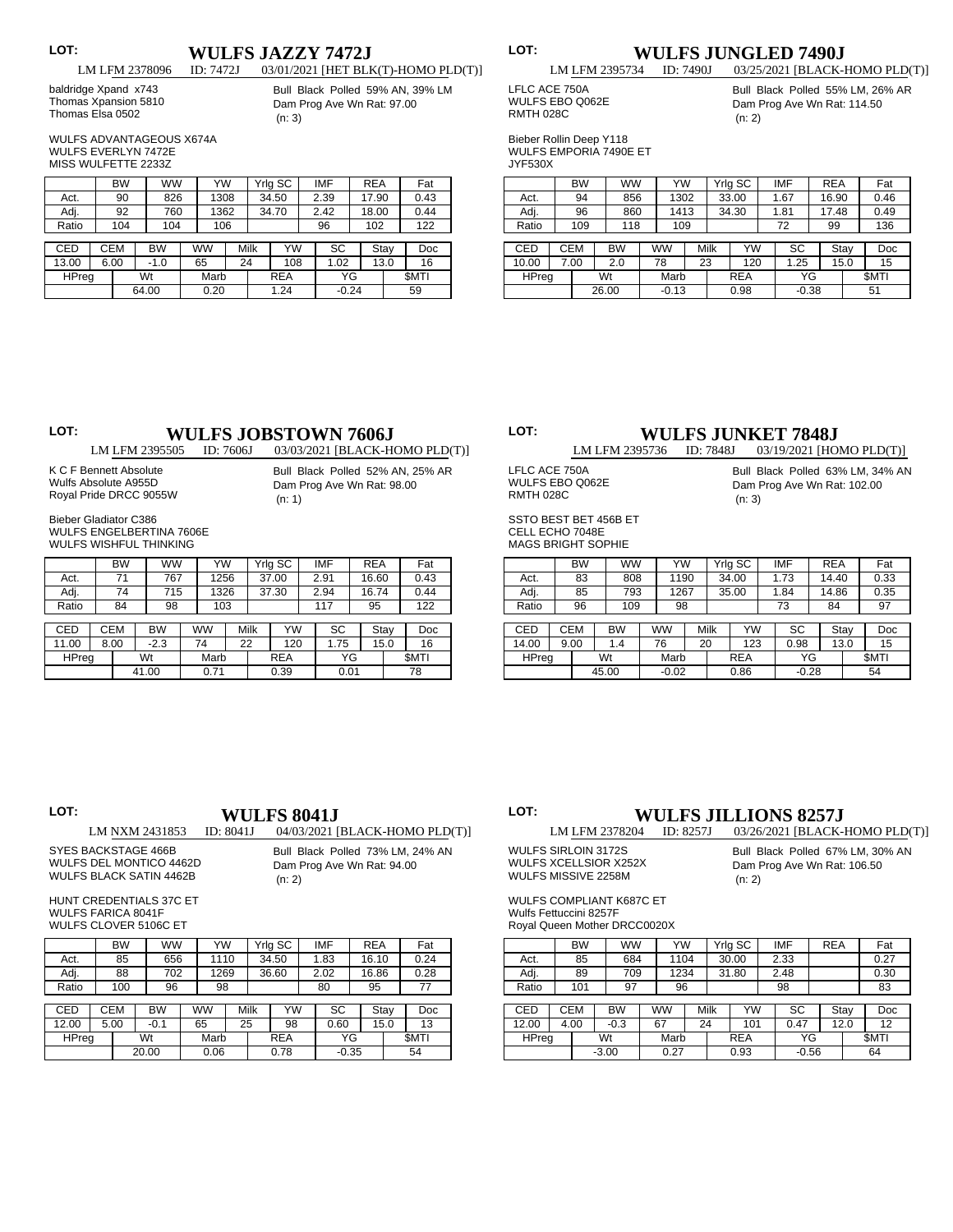LOT:

## WULFS JAZZY 7472J

LM LFM 2378096 ID: 7472J 03/01/2021 [HET BLK(T)-HOMO PLD(T)]

baldridge Xpand x743
Thomas Xpansion 5810
Thomas Elsa 0502

Bull Black Polled 59% AN, 39% LM
Dam Prog Ave Wn Rat: 97.00
(n: 3)

WULFS ADVANTAGEOUS X674A
WULFS EVERLYN 7472E
MISS WULFETTE 2233Z

| | BW | WW | YW | Yrlg SC | IMF | REA | Fat |
|---|---|---|---|---|---|---|---|
| Act. | 90 | 826 | 1308 | 34.50 | 2.39 | 17.90 | 0.43 |
| Adj. | 92 | 760 | 1362 | 34.70 | 2.42 | 18.00 | 0.44 |
| Ratio | 104 | 104 | 106 | | 96 | 102 | 122 |

| CED | CEM | BW | WW | Milk | YW | SC | Stay | Doc |
|---|---|---|---|---|---|---|---|---|
| 13.00 | 6.00 | -1.0 | 65 | 24 | 108 | 1.02 | 13.0 | 16 |
| HPreg | Wt | Marb | REA | YG | $MTI | | | |
| | 64.00 | 0.20 | 1.24 | -0.24 | 59 | | | |

LOT:

## WULFS JUNGLED 7490J

LM LFM 2395734 ID: 7490J 03/25/2021 [BLACK-HOMO PLD(T)]

LFLC ACE 750A
WULFS EBO Q062E
RMTH 028C

Bull Black Polled 55% LM, 26% AR
Dam Prog Ave Wn Rat: 114.50
(n: 2)

Bieber Rollin Deep Y118
WULFS EMPORIA 7490E ET
JYF530X

| | BW | WW | YW | Yrlg SC | IMF | REA | Fat |
|---|---|---|---|---|---|---|---|
| Act. | 94 | 856 | 1302 | 33.00 | 1.67 | 16.90 | 0.46 |
| Adj. | 96 | 860 | 1413 | 34.30 | 1.81 | 17.48 | 0.49 |
| Ratio | 109 | 118 | 109 | | 72 | 99 | 136 |

| CED | CEM | BW | WW | Milk | YW | SC | Stay | Doc |
|---|---|---|---|---|---|---|---|---|
| 10.00 | 7.00 | 2.0 | 78 | 23 | 120 | 1.25 | 15.0 | 15 |
| HPreg | Wt | Marb | REA | YG | $MTI | | | |
| | 26.00 | -0.13 | 0.98 | -0.38 | 51 | | | |

LOT:

## WULFS JOBSTOWN 7606J

LM LFM 2395505 ID: 7606J 03/03/2021 [BLACK-HOMO PLD(T)]

K C F Bennett Absolute
Wulfs Absolute A955D
Royal Pride DRCC 9055W

Bull Black Polled 52% AN, 25% AR
Dam Prog Ave Wn Rat: 98.00
(n: 1)

Bieber Gladiator C386
WULFS ENGELBERTINA 7606E
WULFS WISHFUL THINKING

| | BW | WW | YW | Yrlg SC | IMF | REA | Fat |
|---|---|---|---|---|---|---|---|
| Act. | 71 | 767 | 1256 | 37.00 | 2.91 | 16.60 | 0.43 |
| Adj. | 74 | 715 | 1326 | 37.30 | 2.94 | 16.74 | 0.44 |
| Ratio | 84 | 98 | 103 | | 117 | 95 | 122 |

| CED | CEM | BW | WW | Milk | YW | SC | Stay | Doc |
|---|---|---|---|---|---|---|---|---|
| 11.00 | 8.00 | -2.3 | 74 | 22 | 120 | 1.75 | 15.0 | 16 |
| HPreg | Wt | Marb | REA | YG | $MTI | | | |
| | 41.00 | 0.71 | 0.39 | 0.01 | 78 | | | |

LOT:

## WULFS JUNKET 7848J

LM LFM 2395736 ID: 7848J 03/19/2021 [HOMO PLD(T)]

LFLC ACE 750A
WULFS EBO Q062E
RMTH 028C

Bull Black Polled 63% LM, 34% AN
Dam Prog Ave Wn Rat: 102.00
(n: 3)

SSTO BEST BET 456B ET
CELL ECHO 7048E
MAGS BRIGHT SOPHIE

| | BW | WW | YW | Yrlg SC | IMF | REA | Fat |
|---|---|---|---|---|---|---|---|
| Act. | 83 | 808 | 1190 | 34.00 | 1.73 | 14.40 | 0.33 |
| Adj. | 85 | 793 | 1267 | 35.00 | 1.84 | 14.86 | 0.35 |
| Ratio | 96 | 109 | 98 | | 73 | 84 | 97 |

| CED | CEM | BW | WW | Milk | YW | SC | Stay | Doc |
|---|---|---|---|---|---|---|---|---|
| 14.00 | 9.00 | 1.4 | 76 | 20 | 123 | 0.98 | 13.0 | 15 |
| HPreg | Wt | Marb | REA | YG | $MTI | | | |
| | 45.00 | -0.02 | 0.86 | -0.28 | 54 | | | |

LOT:

## WULFS 8041J

LM NXM 2431853 ID: 8041J 04/03/2021 [BLACK-HOMO PLD(T)]

SYES BACKSTAGE 466B
WULFS DEL MONTICO 4462D
WULFS BLACK SATIN 4462B

Bull Black Polled 73% LM, 24% AN
Dam Prog Ave Wn Rat: 94.00
(n: 2)

HUNT CREDENTIALS 37C ET
WULFS FARICA 8041F
WULFS CLOVER 5106C ET

| | BW | WW | YW | Yrlg SC | IMF | REA | Fat |
|---|---|---|---|---|---|---|---|
| Act. | 85 | 656 | 1110 | 34.50 | 1.83 | 16.10 | 0.24 |
| Adj. | 88 | 702 | 1269 | 36.60 | 2.02 | 16.86 | 0.28 |
| Ratio | 100 | 96 | 98 | | 80 | 95 | 77 |

| CED | CEM | BW | WW | Milk | YW | SC | Stay | Doc |
|---|---|---|---|---|---|---|---|---|
| 12.00 | 5.00 | -0.1 | 65 | 25 | 98 | 0.60 | 15.0 | 13 |
| HPreg | Wt | Marb | REA | YG | $MTI | | | |
| | 20.00 | 0.06 | 0.78 | -0.35 | 54 | | | |

LOT:

## WULFS JILLIONS 8257J

LM LFM 2378204 ID: 8257J 03/26/2021 [BLACK-HOMO PLD(T)]

WULFS SIRLOIN 3172S
WULFS XCELLSIOR X252X
WULFS MISSIVE 2258M

Bull Black Polled 67% LM, 30% AN
Dam Prog Ave Wn Rat: 106.50
(n: 2)

WULFS COMPLIANT K687C ET
Wulfs Fettuccini 8257F
Royal Queen Mother DRCC0020X

| | BW | WW | YW | Yrlg SC | IMF | REA | Fat |
|---|---|---|---|---|---|---|---|
| Act. | 85 | 684 | 1104 | 30.00 | 2.33 | | 0.27 |
| Adj. | 89 | 709 | 1234 | 31.80 | 2.48 | | 0.30 |
| Ratio | 101 | 97 | 96 | | 98 | | 83 |

| CED | CEM | BW | WW | Milk | YW | SC | Stay | Doc |
|---|---|---|---|---|---|---|---|---|
| 12.00 | 4.00 | -0.3 | 67 | 24 | 101 | 0.47 | 12.0 | 12 |
| HPreg | Wt | Marb | REA | YG | $MTI | | | |
| | -3.00 | 0.27 | 0.93 | -0.56 | 64 | | | |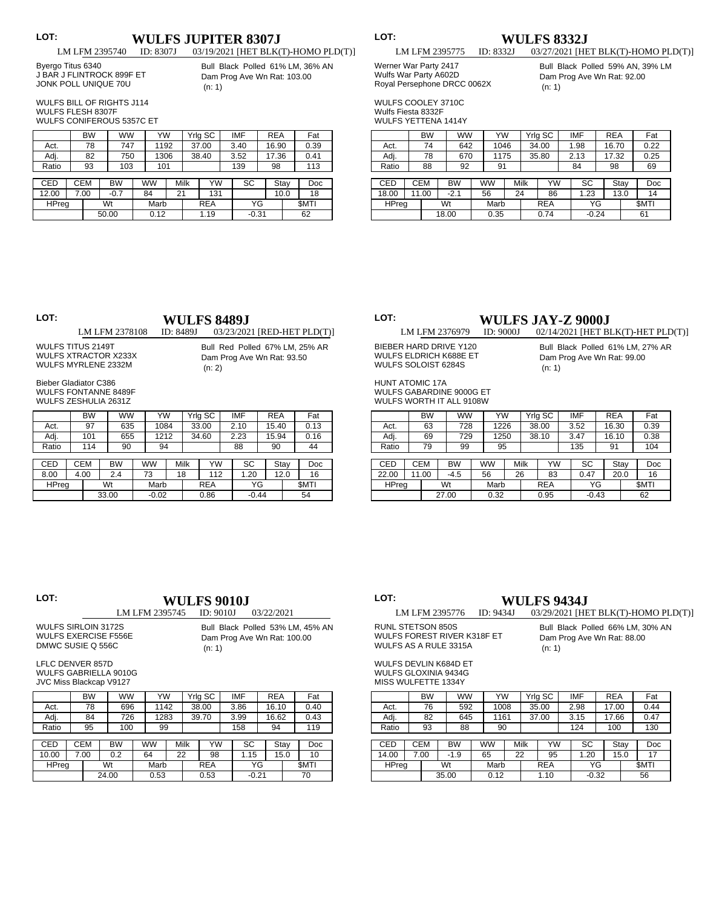LOT:

## WULFS JUPITER 8307J

LM LFM 2395740 ID: 8307J 03/19/2021 [HET BLK(T)-HOMO PLD(T)]

Byergo Titus 6340
J BAR J FLINTROCK 899F ET
JONK POLL UNIQUE 70U

Bull Black Polled 61% LM, 36% AN
Dam Prog Ave Wn Rat: 103.00
(n: 1)

WULFS BILL OF RIGHTS J114
WULFS FLESH 8307F
WULFS CONIFEROUS 5357C ET

| | BW | WW | YW | Yrlg SC | IMF | REA | Fat |
|---|---|---|---|---|---|---|---|
| Act. | 78 | 747 | 1192 | 37.00 | 3.40 | 16.90 | 0.39 |
| Adj. | 82 | 750 | 1306 | 38.40 | 3.52 | 17.36 | 0.41 |
| Ratio | 93 | 103 | 101 | | 139 | 98 | 113 |

| CED | CEM | BW | WW | Milk | YW | SC | Stay | Doc |
|---|---|---|---|---|---|---|---|---|
| 12.00 | 7.00 | -0.7 | 84 | 21 | 131 | | 10.0 | 18 |
| HPreg | Wt | Marb | REA | YG | $MTI | | | |
| | 50.00 | 0.12 | 1.19 | -0.31 | 62 | | | |

LOT:

## WULFS 8332J

LM LFM 2395775 ID: 8332J 03/27/2021 [HET BLK(T)-HOMO PLD(T)]

Werner War Party 2417
Wulfs War Party A602D
Royal Persephone DRCC 0062X

Bull Black Polled 59% AN, 39% LM
Dam Prog Ave Wn Rat: 92.00
(n: 1)

WULFS COOLEY 3710C
Wulfs Fiesta 8332F
WULFS YETTENA 1414Y

| | BW | WW | YW | Yrlg SC | IMF | REA | Fat |
|---|---|---|---|---|---|---|---|
| Act. | 74 | 642 | 1046 | 34.00 | 1.98 | 16.70 | 0.22 |
| Adj. | 78 | 670 | 1175 | 35.80 | 2.13 | 17.32 | 0.25 |
| Ratio | 88 | 92 | 91 | | 84 | 98 | 69 |

| CED | CEM | BW | WW | Milk | YW | SC | Stay | Doc |
|---|---|---|---|---|---|---|---|---|
| 18.00 | 11.00 | -2.1 | 56 | 24 | 86 | 1.23 | 13.0 | 14 |
| HPreg | Wt | Marb | REA | YG | $MTI | | | |
| | 18.00 | 0.35 | 0.74 | -0.24 | 61 | | | |

LOT:

## WULFS 8489J

LM LFM 2378108 ID: 8489J 03/23/2021 [RED-HET PLD(T)]

WULFS TITUS 2149T
WULFS XTRACTOR X233X
WULFS MYRLENE 2332M

Bull Red Polled 67% LM, 25% AR
Dam Prog Ave Wn Rat: 93.50
(n: 2)

Bieber Gladiator C386
WULFS FONTANNE 8489F
WULFS ZESHULIA 2631Z

| | BW | WW | YW | Yrlg SC | IMF | REA | Fat |
|---|---|---|---|---|---|---|---|
| Act. | 97 | 635 | 1084 | 33.00 | 2.10 | 15.40 | 0.13 |
| Adj. | 101 | 655 | 1212 | 34.60 | 2.23 | 15.94 | 0.16 |
| Ratio | 114 | 90 | 94 | | 88 | 90 | 44 |

| CED | CEM | BW | WW | Milk | YW | SC | Stay | Doc |
|---|---|---|---|---|---|---|---|---|
| 8.00 | 4.00 | 2.4 | 73 | 18 | 112 | 1.20 | 12.0 | 16 |
| HPreg | Wt | Marb | REA | YG | $MTI | | | |
| | 33.00 | -0.02 | 0.86 | -0.44 | 54 | | | |

LOT:

## WULFS JAY-Z 9000J

LM LFM 2376979 ID: 9000J 02/14/2021 [HET BLK(T)-HET PLD(T)]

BIEBER HARD DRIVE Y120
WULFS ELDRICH K688E ET
WULFS SOLOIST 6284S

Bull Black Polled 61% LM, 27% AR
Dam Prog Ave Wn Rat: 99.00
(n: 1)

HUNT ATOMIC 17A
WULFS GABARDINE 9000G ET
WULFS WORTH IT ALL 9108W

| | BW | WW | YW | Yrlg SC | IMF | REA | Fat |
|---|---|---|---|---|---|---|---|
| Act. | 63 | 728 | 1226 | 38.00 | 3.52 | 16.30 | 0.39 |
| Adj. | 69 | 729 | 1250 | 38.10 | 3.47 | 16.10 | 0.38 |
| Ratio | 79 | 99 | 95 | | 135 | 91 | 104 |

| CED | CEM | BW | WW | Milk | YW | SC | Stay | Doc |
|---|---|---|---|---|---|---|---|---|
| 22.00 | 11.00 | -4.5 | 56 | 26 | 83 | 0.47 | 20.0 | 16 |
| HPreg | Wt | Marb | REA | YG | $MTI | | | |
| | 27.00 | 0.32 | 0.95 | -0.43 | 62 | | | |

LOT:

## WULFS 9010J

LM LFM 2395745 ID: 9010J 03/22/2021

WULFS SIRLOIN 3172S
WULFS EXERCISE F556E
DMWC SUSIE Q 556C

Bull Black Polled 53% LM, 45% AN
Dam Prog Ave Wn Rat: 100.00
(n: 1)

LFLC DENVER 857D
WULFS GABRIELLA 9010G
JVC Miss Blackcap V9127

| | BW | WW | YW | Yrlg SC | IMF | REA | Fat |
|---|---|---|---|---|---|---|---|
| Act. | 78 | 696 | 1142 | 38.00 | 3.86 | 16.10 | 0.40 |
| Adj. | 84 | 726 | 1283 | 39.70 | 3.99 | 16.62 | 0.43 |
| Ratio | 95 | 100 | 99 | | 158 | 94 | 119 |

| CED | CEM | BW | WW | Milk | YW | SC | Stay | Doc |
|---|---|---|---|---|---|---|---|---|
| 10.00 | 7.00 | 0.2 | 64 | 22 | 98 | 1.15 | 15.0 | 10 |
| HPreg | Wt | Marb | REA | YG | $MTI | | | |
| | 24.00 | 0.53 | 0.53 | -0.21 | 70 | | | |

LOT:

## WULFS 9434J

LM LFM 2395776 ID: 9434J 03/29/2021 [HET BLK(T)-HOMO PLD(T)]

RUNL STETSON 850S
WULFS FOREST RIVER K318F ET
WULFS AS A RULE 3315A

Bull Black Polled 66% LM, 30% AN
Dam Prog Ave Wn Rat: 88.00
(n: 1)

WULFS DEVLIN K684D ET
WULFS GLOXINIA 9434G
MISS WULFETTE 1334Y

| | BW | WW | YW | Yrlg SC | IMF | REA | Fat |
|---|---|---|---|---|---|---|---|
| Act. | 76 | 592 | 1008 | 35.00 | 2.98 | 17.00 | 0.44 |
| Adj. | 82 | 645 | 1161 | 37.00 | 3.15 | 17.66 | 0.47 |
| Ratio | 93 | 88 | 90 | | 124 | 100 | 130 |

| CED | CEM | BW | WW | Milk | YW | SC | Stay | Doc |
|---|---|---|---|---|---|---|---|---|
| 14.00 | 7.00 | -1.9 | 65 | 22 | 95 | 1.20 | 15.0 | 17 |
| HPreg | Wt | Marb | REA | YG | $MTI | | | |
| | 35.00 | 0.12 | 1.10 | -0.32 | 56 | | | |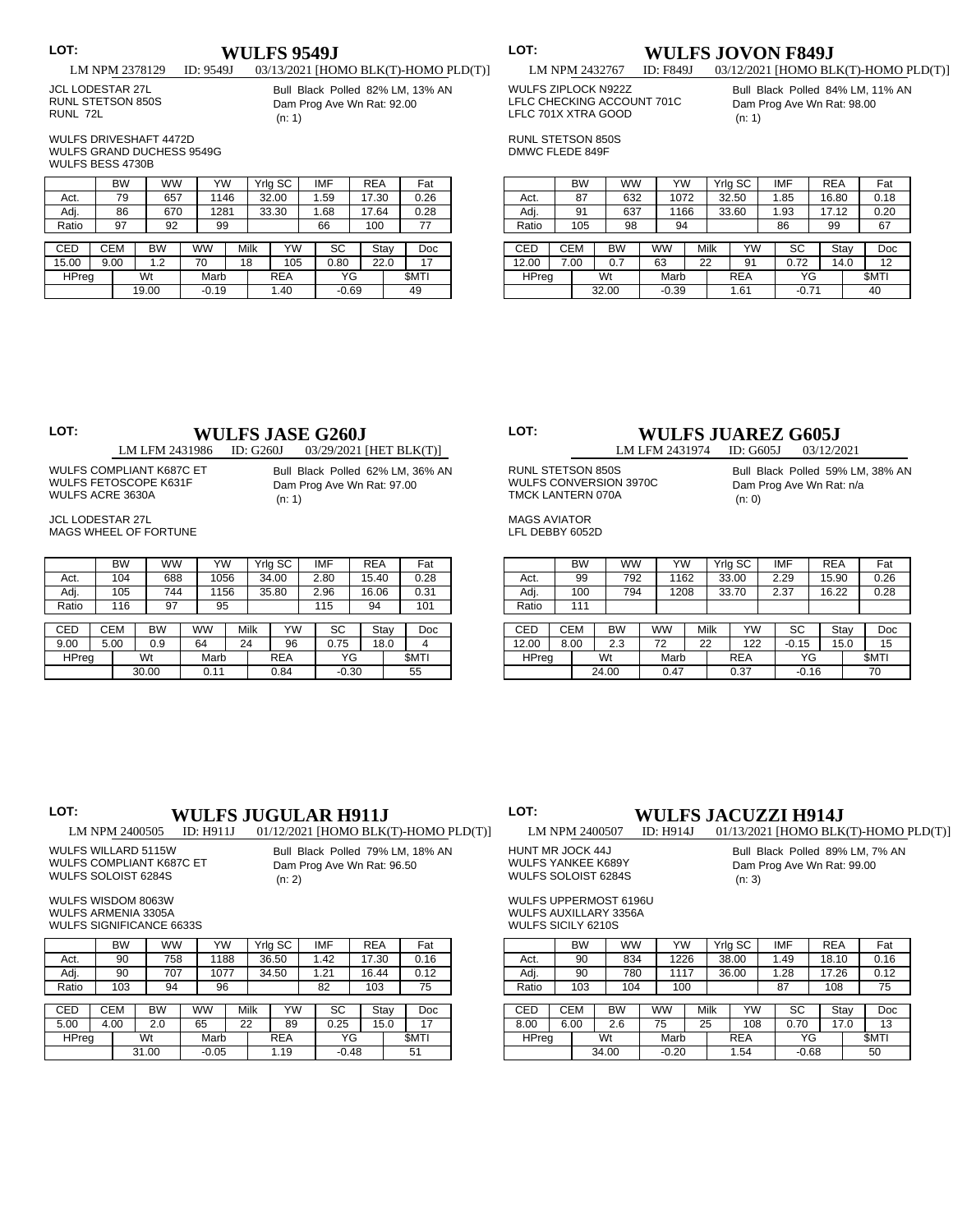LOT:

## WULFS 9549J

LM NPM 2378129 ID: 9549J 03/13/2021 [HOMO BLK(T)-HOMO PLD(T)]

JCL LODESTAR 27L
RUNL STETSON 850S
RUNL 72L

Bull Black Polled 82% LM, 13% AN
Dam Prog Ave Wn Rat: 92.00
(n: 1)

WULFS DRIVESHAFT 4472D
WULFS GRAND DUCHESS 9549G
WULFS BESS 4730B

| | BW | WW | YW | Yrlg SC | IMF | REA | Fat |
|---|---|---|---|---|---|---|---|
| Act. | 79 | 657 | 1146 | 32.00 | 1.59 | 17.30 | 0.26 |
| Adj. | 86 | 670 | 1281 | 33.30 | 1.68 | 17.64 | 0.28 |
| Ratio | 97 | 92 | 99 | | 66 | 100 | 77 |

| CED | CEM | BW | WW | Milk | YW | SC | Stay | Doc |
|---|---|---|---|---|---|---|---|---|
| 15.00 | 9.00 | 1.2 | 70 | 18 | 105 | 0.80 | 22.0 | 17 |
| HPreg | Wt | Marb | REA | YG | $MTI | | | |
| | 19.00 | -0.19 | 1.40 | -0.69 | 49 | | | |

LOT:

## WULFS JOVON F849J

LM NPM 2432767 ID: F849J 03/12/2021 [HOMO BLK(T)-HOMO PLD(T)]

WULFS ZIPLOCK N922Z
LFLC CHECKING ACCOUNT 701C
LFLC 701X XTRA GOOD

Bull Black Polled 84% LM, 11% AN
Dam Prog Ave Wn Rat: 98.00
(n: 1)

RUNL STETSON 850S
DMWC FLEDE 849F

| | BW | WW | YW | Yrlg SC | IMF | REA | Fat |
|---|---|---|---|---|---|---|---|
| Act. | 87 | 632 | 1072 | 32.50 | 1.85 | 16.80 | 0.18 |
| Adj. | 91 | 637 | 1166 | 33.60 | 1.93 | 17.12 | 0.20 |
| Ratio | 105 | 98 | 94 | | 86 | 99 | 67 |

| CED | CEM | BW | WW | Milk | YW | SC | Stay | Doc |
|---|---|---|---|---|---|---|---|---|
| 12.00 | 7.00 | 0.7 | 63 | 22 | 91 | 0.72 | 14.0 | 12 |
| HPreg | Wt | Marb | REA | YG | $MTI | | | |
| | 32.00 | -0.39 | 1.61 | -0.71 | 40 | | | |

LOT:

## WULFS JASE G260J

LM LFM 2431986 ID: G260J 03/29/2021 [HET BLK(T)]

WULFS COMPLIANT K687C ET
WULFS FETOSCOPE K631F
WULFS ACRE 3630A

Bull Black Polled 62% LM, 36% AN
Dam Prog Ave Wn Rat: 97.00
(n: 1)

JCL LODESTAR 27L
MAGS WHEEL OF FORTUNE

| | BW | WW | YW | Yrlg SC | IMF | REA | Fat |
|---|---|---|---|---|---|---|---|
| Act. | 104 | 688 | 1056 | 34.00 | 2.80 | 15.40 | 0.28 |
| Adj. | 105 | 744 | 1156 | 35.80 | 2.96 | 16.06 | 0.31 |
| Ratio | 116 | 97 | 95 | | 115 | 94 | 101 |

| CED | CEM | BW | WW | Milk | YW | SC | Stay | Doc |
|---|---|---|---|---|---|---|---|---|
| 9.00 | 5.00 | 0.9 | 64 | 24 | 96 | 0.75 | 18.0 | 4 |
| HPreg | Wt | Marb | REA | YG | $MTI | | | |
| | 30.00 | 0.11 | 0.84 | -0.30 | 55 | | | |

LOT:

## WULFS JUAREZ G605J

LM LFM 2431974 ID: G605J 03/12/2021

RUNL STETSON 850S
WULFS CONVERSION 3970C
TMCK LANTERN 070A

Bull Black Polled 59% LM, 38% AN
Dam Prog Ave Wn Rat: n/a
(n: 0)

MAGS AVIATOR
LFL DEBBY 6052D

| | BW | WW | YW | Yrlg SC | IMF | REA | Fat |
|---|---|---|---|---|---|---|---|
| Act. | 99 | 792 | 1162 | 33.00 | 2.29 | 15.90 | 0.26 |
| Adj. | 100 | 794 | 1208 | 33.70 | 2.37 | 16.22 | 0.28 |
| Ratio | 111 | | | | | | |

| CED | CEM | BW | WW | Milk | YW | SC | Stay | Doc |
|---|---|---|---|---|---|---|---|---|
| 12.00 | 8.00 | 2.3 | 72 | 22 | 122 | -0.15 | 15.0 | 15 |
| HPreg | Wt | Marb | REA | YG | $MTI | | | |
| | 24.00 | 0.47 | 0.37 | -0.16 | 70 | | | |

LOT:

## WULFS JUGULAR H911J

LM NPM 2400505 ID: H911J 01/12/2021 [HOMO BLK(T)-HOMO PLD(T)]

WULFS WILLARD 5115W
WULFS COMPLIANT K687C ET
WULFS SOLOIST 6284S

Bull Black Polled 79% LM, 18% AN
Dam Prog Ave Wn Rat: 96.50
(n: 2)

WULFS WISDOM 8063W
WULFS ARMENIA 3305A
WULFS SIGNIFICANCE 6633S

| | BW | WW | YW | Yrlg SC | IMF | REA | Fat |
|---|---|---|---|---|---|---|---|
| Act. | 90 | 758 | 1188 | 36.50 | 1.42 | 17.30 | 0.16 |
| Adj. | 90 | 707 | 1077 | 34.50 | 1.21 | 16.44 | 0.12 |
| Ratio | 103 | 94 | 96 | | 82 | 103 | 75 |

| CED | CEM | BW | WW | Milk | YW | SC | Stay | Doc |
|---|---|---|---|---|---|---|---|---|
| 5.00 | 4.00 | 2.0 | 65 | 22 | 89 | 0.25 | 15.0 | 17 |
| HPreg | Wt | Marb | REA | YG | $MTI | | | |
| | 31.00 | -0.05 | 1.19 | -0.48 | 51 | | | |

LOT:

## WULFS JACUZZI H914J

LM NPM 2400507 ID: H914J 01/13/2021 [HOMO BLK(T)-HOMO PLD(T)]

HUNT MR JOCK 44J
WULFS YANKEE K689Y
WULFS SOLOIST 6284S

Bull Black Polled 89% LM, 7% AN
Dam Prog Ave Wn Rat: 99.00
(n: 3)

WULFS UPPERMOST 6196U
WULFS AUXILLARY 3356A
WULFS SICILY 6210S

| | BW | WW | YW | Yrlg SC | IMF | REA | Fat |
|---|---|---|---|---|---|---|---|
| Act. | 90 | 834 | 1226 | 38.00 | 1.49 | 18.10 | 0.16 |
| Adj. | 90 | 780 | 1117 | 36.00 | 1.28 | 17.26 | 0.12 |
| Ratio | 103 | 104 | 100 | | 87 | 108 | 75 |

| CED | CEM | BW | WW | Milk | YW | SC | Stay | Doc |
|---|---|---|---|---|---|---|---|---|
| 8.00 | 6.00 | 2.6 | 75 | 25 | 108 | 0.70 | 17.0 | 13 |
| HPreg | Wt | Marb | REA | YG | $MTI | | | |
| | 34.00 | -0.20 | 1.54 | -0.68 | 50 | | | |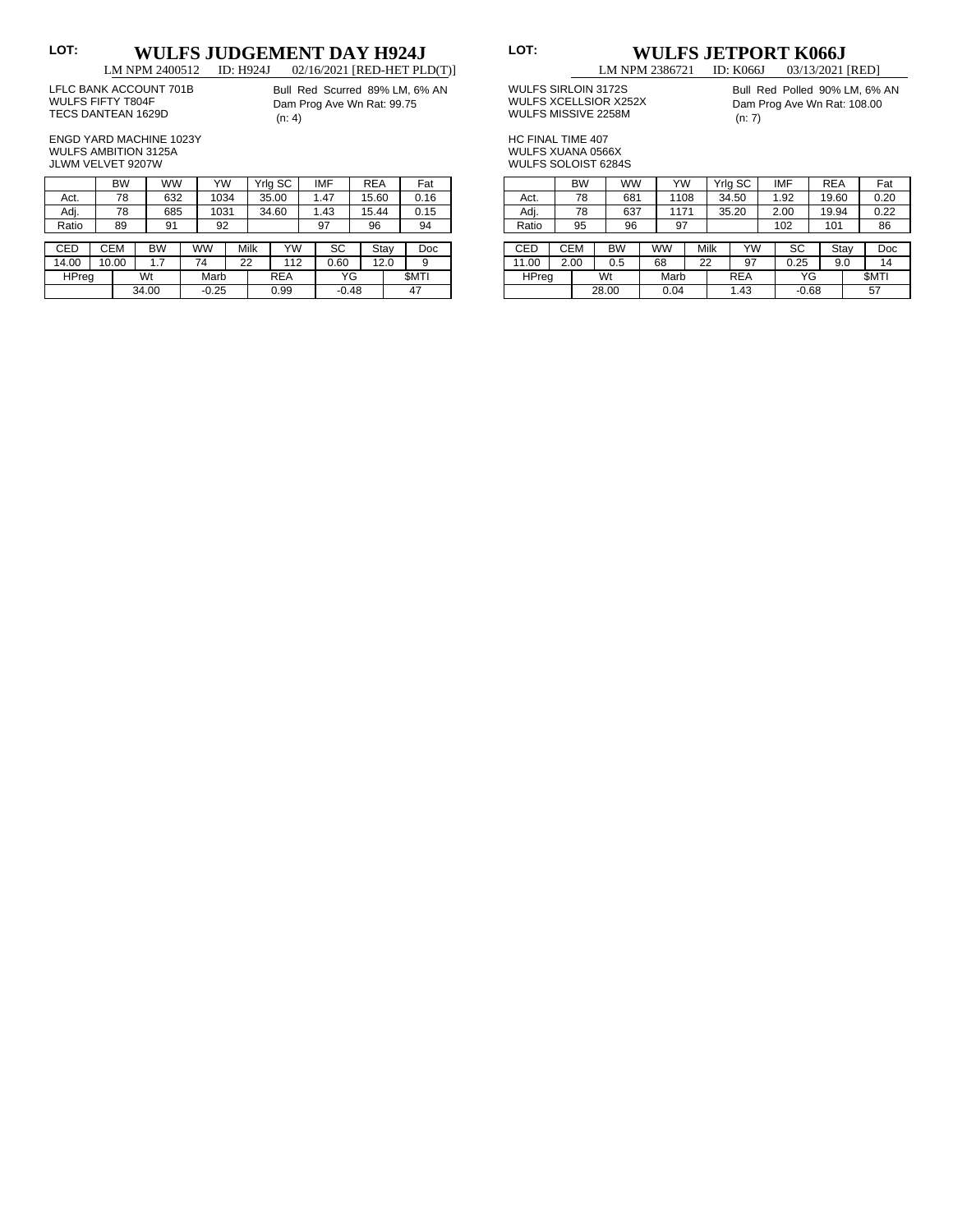LOT:

## WULFS JUDGEMENT DAY H924J

LM NPM 2400512 ID: H924J 02/16/2021 [RED-HET PLD(T)]

LFLC BANK ACCOUNT 701B
WULFS FIFTY T804F
TECS DANTEAN 1629D

Bull Red Scurred 89% LM, 6% AN
Dam Prog Ave Wn Rat: 99.75
(n: 4)

ENGD YARD MACHINE 1023Y
WULFS AMBITION 3125A
JLWM VELVET 9207W

| | BW | WW | YW | Yrlg SC | IMF | REA | Fat |
|---|---|---|---|---|---|---|---|
| Act. | 78 | 632 | 1034 | 35.00 | 1.47 | 15.60 | 0.16 |
| Adj. | 78 | 685 | 1031 | 34.60 | 1.43 | 15.44 | 0.15 |
| Ratio | 89 | 91 | 92 | | 97 | 96 | 94 |

| CED | CEM | BW | WW | Milk | YW | SC | Stay | Doc |
|---|---|---|---|---|---|---|---|---|
| 14.00 | 10.00 | 1.7 | 74 | 22 | 112 | 0.60 | 12.0 | 9 |

| HPreg | Wt | Marb | REA | YG | $MTI |
|---|---|---|---|---|---|
| | 34.00 | -0.25 | 0.99 | -0.48 | 47 |

LOT:

## WULFS JETPORT K066J

LM NPM 2386721 ID: K066J 03/13/2021 [RED]

WULFS SIRLOIN 3172S
WULFS XCELLSIOR X252X
WULFS MISSIVE 2258M

Bull Red Polled 90% LM, 6% AN
Dam Prog Ave Wn Rat: 108.00
(n: 7)

HC FINAL TIME 407
WULFS XUANA 0566X
WULFS SOLOIST 6284S

| | BW | WW | YW | Yrlg SC | IMF | REA | Fat |
|---|---|---|---|---|---|---|---|
| Act. | 78 | 681 | 1108 | 34.50 | 1.92 | 19.60 | 0.20 |
| Adj. | 78 | 637 | 1171 | 35.20 | 2.00 | 19.94 | 0.22 |
| Ratio | 95 | 96 | 97 | | 102 | 101 | 86 |

| CED | CEM | BW | WW | Milk | YW | SC | Stay | Doc |
|---|---|---|---|---|---|---|---|---|
| 11.00 | 2.00 | 0.5 | 68 | 22 | 97 | 0.25 | 9.0 | 14 |

| HPreg | Wt | Marb | REA | YG | $MTI |
|---|---|---|---|---|---|
| | 28.00 | 0.04 | 1.43 | -0.68 | 57 |